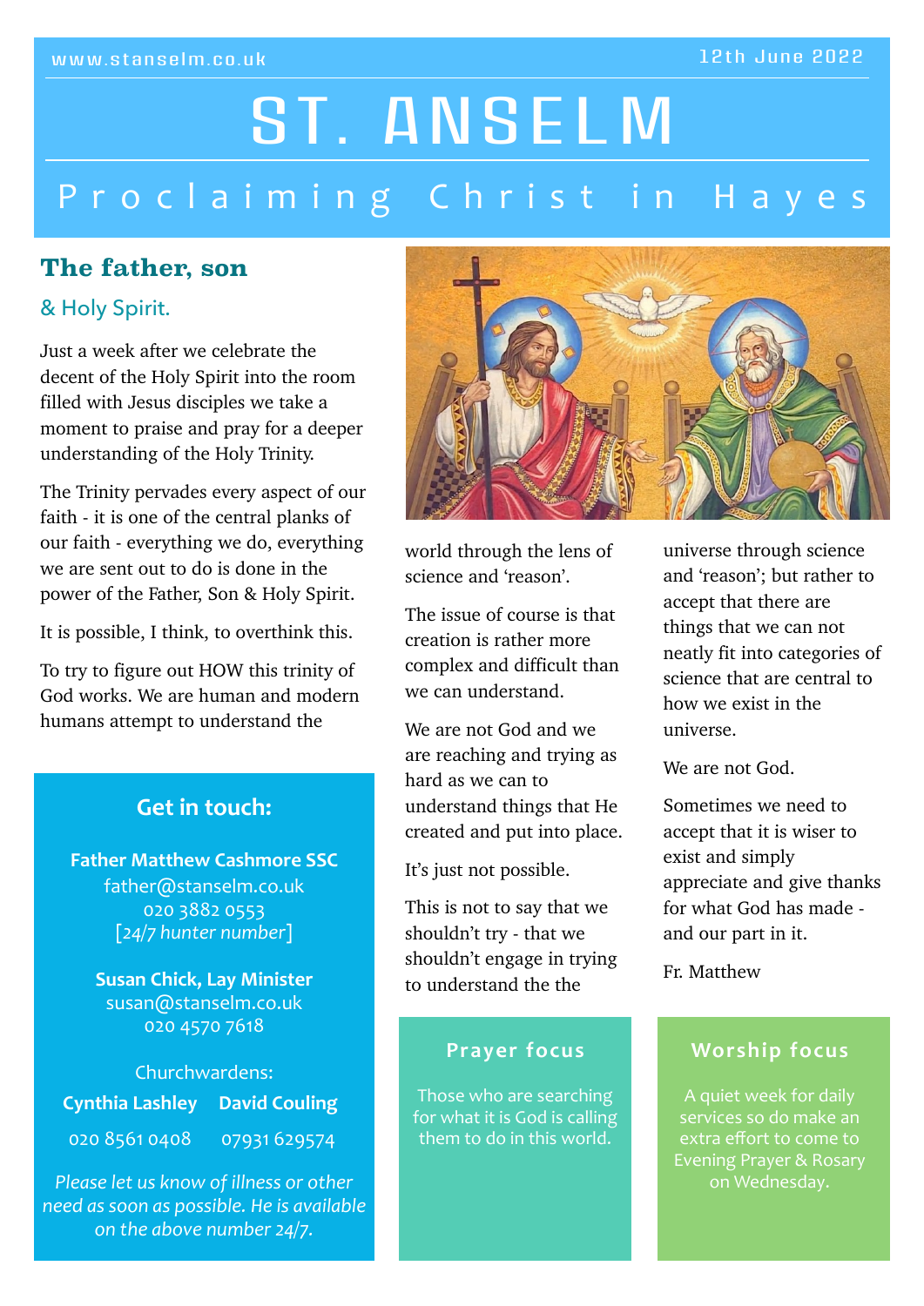www.stanselm.co.uk

12th June 2022

# ST. ANSELM

## Proclaiming Christ in Hayes

### The father, son

& Holy Spirit.

Just a week after we celebrate the decent of the Holy Spirit into the room filled with Jesus disciples we take a moment to praise and pray for a deeper understanding of the Holy Trinity.

The Trinity pervades every aspect of our faith - it is one of the central planks of our faith - everything we do, everything we are sent out to do is done in the power of the Father, Son & Holy Spirit.

It is possible, I think, to overthink this.

To try to figure out HOW this trinity of God works. We are human and modern humans attempt to understand the world through the lens of science and 'reason'.

The issue of course is that creation is rather more complex and difficult than we can understand.

We are not God and we are reaching and trying as hard as we can to understand things that He created and put into place.

It's just not possible.

This is not to say that we shouldn't try - that we shouldn't engage in trying to understand the the universe through science and 'reason'; but rather to accept that there are things that we can not neatly fit into categories of science that are central to how we exist in the universe.

We are not God.

Sometimes we need to accept that it is wiser to exist and simply appreciate and give thanks for what God has made - and our part in it.

Fr. Matthew

### Get in touch:

**Father Matthew Cashmore SSC**
father@stanselm.co.uk
020 3882 0553
[*24/7 hunter number*]

**Susan Chick, Lay Minister**
susan@stanselm.co.uk
020 4570 7618

Churchwardens:

**Cynthia Lashley** 020 8561 0408

**David Couling** 07931 629574

*Please let us know of illness or other need as soon as possible. He is available on the above number 24/7.*

### Prayer focus

Those who are searching for what it is God is calling them to do in this world.

### Worship focus

A quiet week for daily services so do make an extra effort to come to Evening Prayer & Rosary on Wednesday.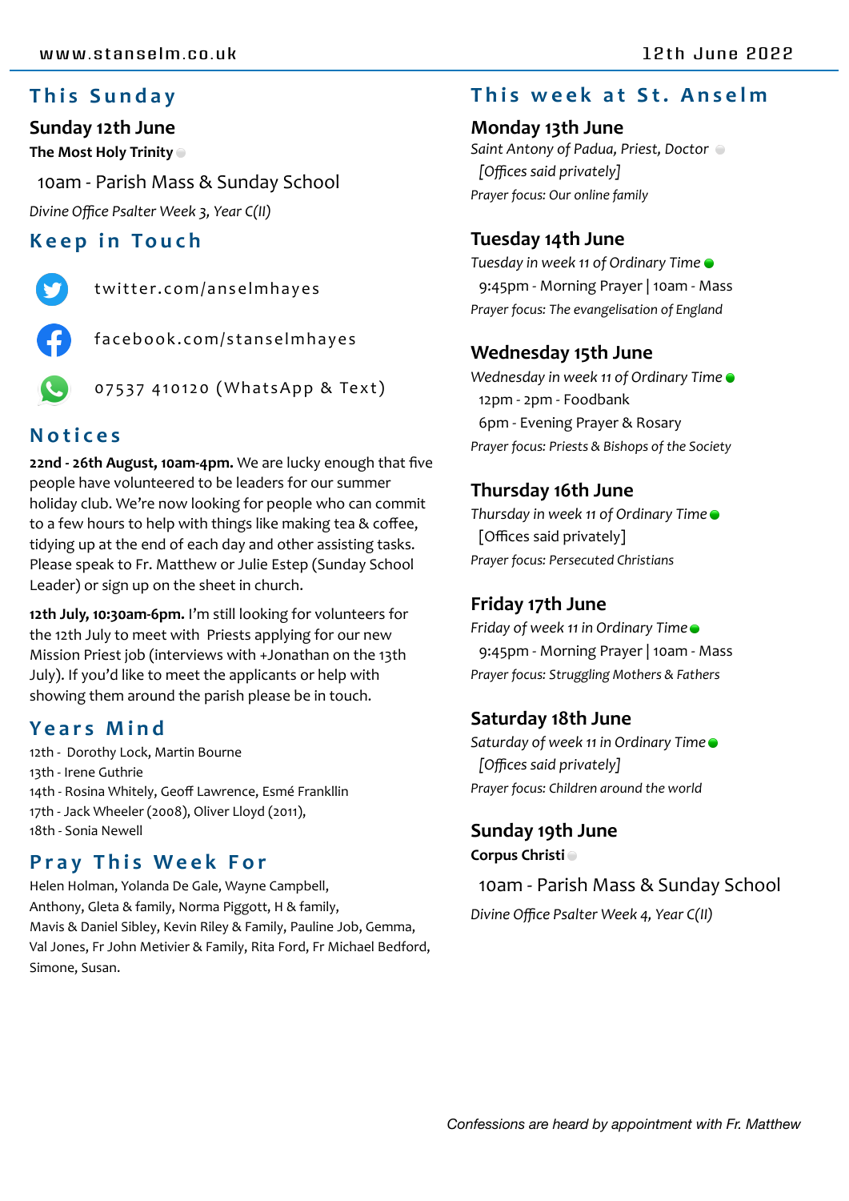## This Sunday

**Sunday 12th June**

**The Most Holy Trinity**

10am - Parish Mass & Sunday School

*Divine Office Psalter Week 3, Year C(II)*

## Keep in Touch

twitter.com/anselmhayes

facebook.com/stanselmhayes

07537 410120 (WhatsApp & Text)

## Notices

**22nd - 26th August, 10am-4pm.** We are lucky enough that five people have volunteered to be leaders for our summer holiday club. We're now looking for people who can commit to a few hours to help with things like making tea & coffee, tidying up at the end of each day and other assisting tasks. Please speak to Fr. Matthew or Julie Estep (Sunday School Leader) or sign up on the sheet in church.

**12th July, 10:30am-6pm.** I'm still looking for volunteers for the 12th July to meet with Priests applying for our new Mission Priest job (interviews with +Jonathan on the 13th July). If you'd like to meet the applicants or help with showing them around the parish please be in touch.

## Years Mind

12th - Dorothy Lock, Martin Bourne
13th - Irene Guthrie
14th - Rosina Whitely, Geoff Lawrence, Esmé Franklin
17th - Jack Wheeler (2008), Oliver Lloyd (2011),
18th - Sonia Newell

## Pray This Week For

Helen Holman, Yolanda De Gale, Wayne Campbell, Anthony, Gleta & family, Norma Piggott, H & family, Mavis & Daniel Sibley, Kevin Riley & Family, Pauline Job, Gemma, Val Jones, Fr John Metivier & Family, Rita Ford, Fr Michael Bedford, Simone, Susan.

## This week at St. Anselm

**Monday 13th June**

*Saint Antony of Padua, Priest, Doctor*

*[Offices said privately]*

*Prayer focus: Our online family*

**Tuesday 14th June**

*Tuesday in week 11 of Ordinary Time*

9:45pm - Morning Prayer | 10am - Mass

*Prayer focus: The evangelisation of England*

**Wednesday 15th June**

*Wednesday in week 11 of Ordinary Time*

12pm - 2pm - Foodbank

6pm - Evening Prayer & Rosary

*Prayer focus: Priests & Bishops of the Society*

**Thursday 16th June**

*Thursday in week 11 of Ordinary Time*

[Offices said privately]

*Prayer focus: Persecuted Christians*

**Friday 17th June**

*Friday of week 11 in Ordinary Time*

9:45pm - Morning Prayer | 10am - Mass

*Prayer focus: Struggling Mothers & Fathers*

**Saturday 18th June**

*Saturday of week 11 in Ordinary Time*

*[Offices said privately]*

*Prayer focus: Children around the world*

**Sunday 19th June**

**Corpus Christi**

10am - Parish Mass & Sunday School

*Divine Office Psalter Week 4, Year C(II)*

*Confessions are heard by appointment with Fr. Matthew*